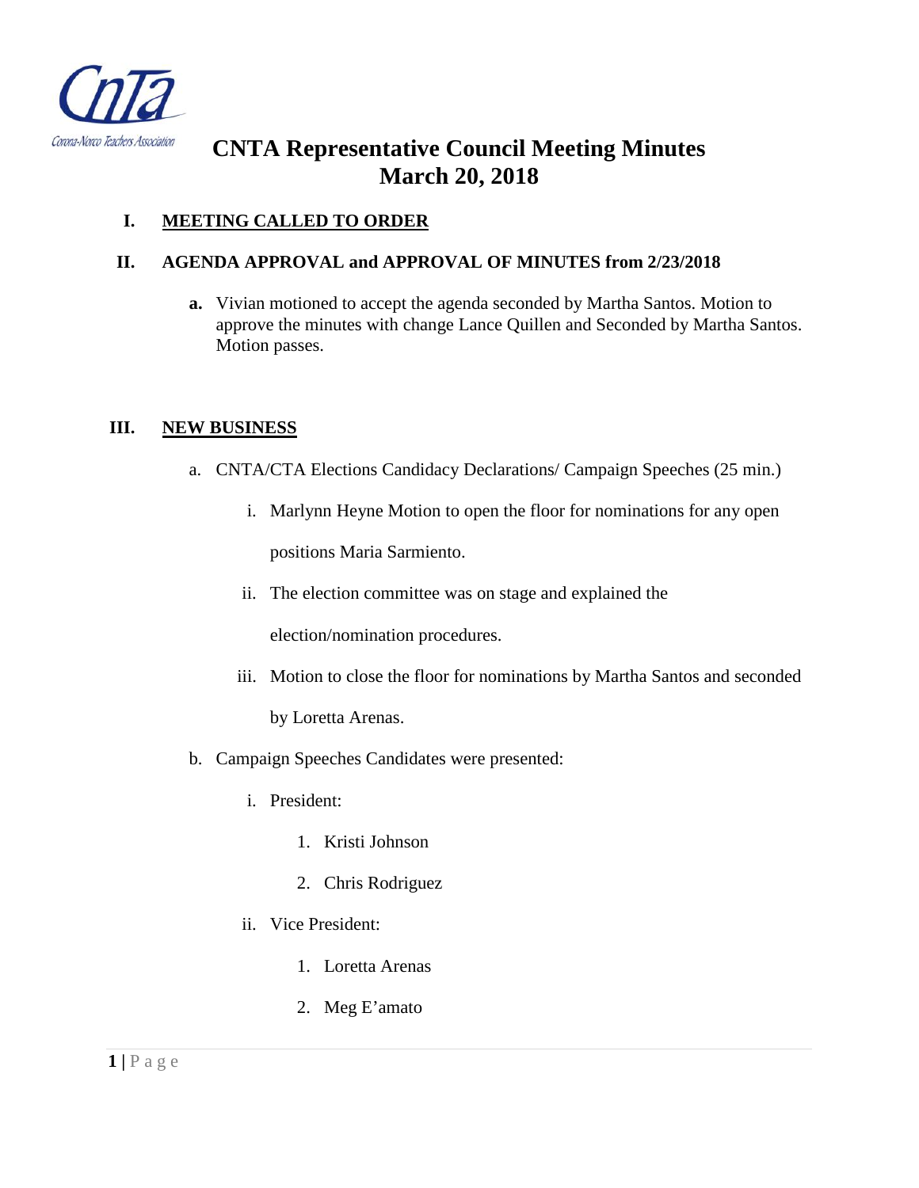Corona-Norco Teachers Association

# CNTA Representative Council Meeting Minutes
# March 20, 2018

## I. MEETING CALLED TO ORDER

## II. AGENDA APPROVAL and APPROVAL OF MINUTES from 2/23/2018

**a.** Vivian motioned to accept the agenda seconded by Martha Santos. Motion to approve the minutes with change Lance Quillen and Seconded by Martha Santos. Motion passes.

## III. NEW BUSINESS

a. CNTA/CTA Elections Candidacy Declarations/ Campaign Speeches (25 min.)

   i. Marlynn Heyne Motion to open the floor for nominations for any open positions Maria Sarmiento.

   ii. The election committee was on stage and explained the election/nomination procedures.

   iii. Motion to close the floor for nominations by Martha Santos and seconded by Loretta Arenas.

b. Campaign Speeches Candidates were presented:

   i. President:

      1. Kristi Johnson
      2. Chris Rodriguez

   ii. Vice President:

      1. Loretta Arenas
      2. Meg E'amato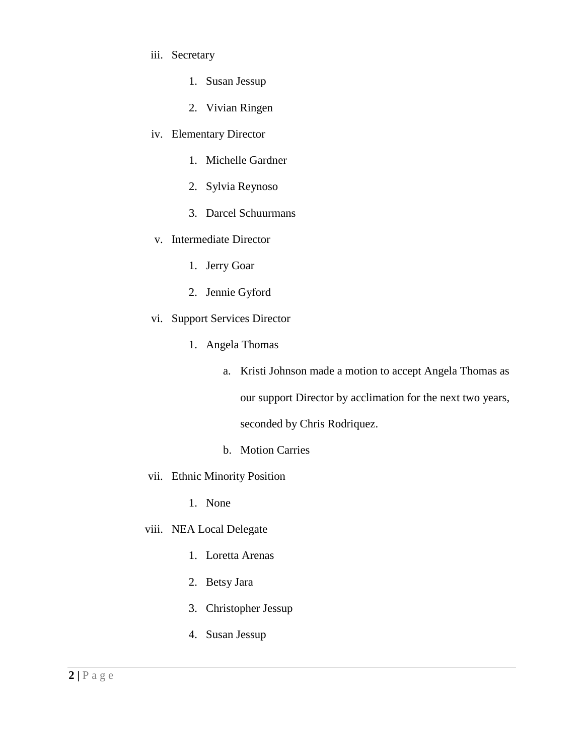iii. Secretary
    1. Susan Jessup
    2. Vivian Ringen
iv. Elementary Director
    1. Michelle Gardner
    2. Sylvia Reynoso
    3. Darcel Schuurmans
v. Intermediate Director
    1. Jerry Goar
    2. Jennie Gyford
vi. Support Services Director
    1. Angela Thomas
        a. Kristi Johnson made a motion to accept Angela Thomas as our support Director by acclimation for the next two years, seconded by Chris Rodriquez.
        b. Motion Carries
vii. Ethnic Minority Position
    1. None
viii. NEA Local Delegate
    1. Loretta Arenas
    2. Betsy Jara
    3. Christopher Jessup
    4. Susan Jessup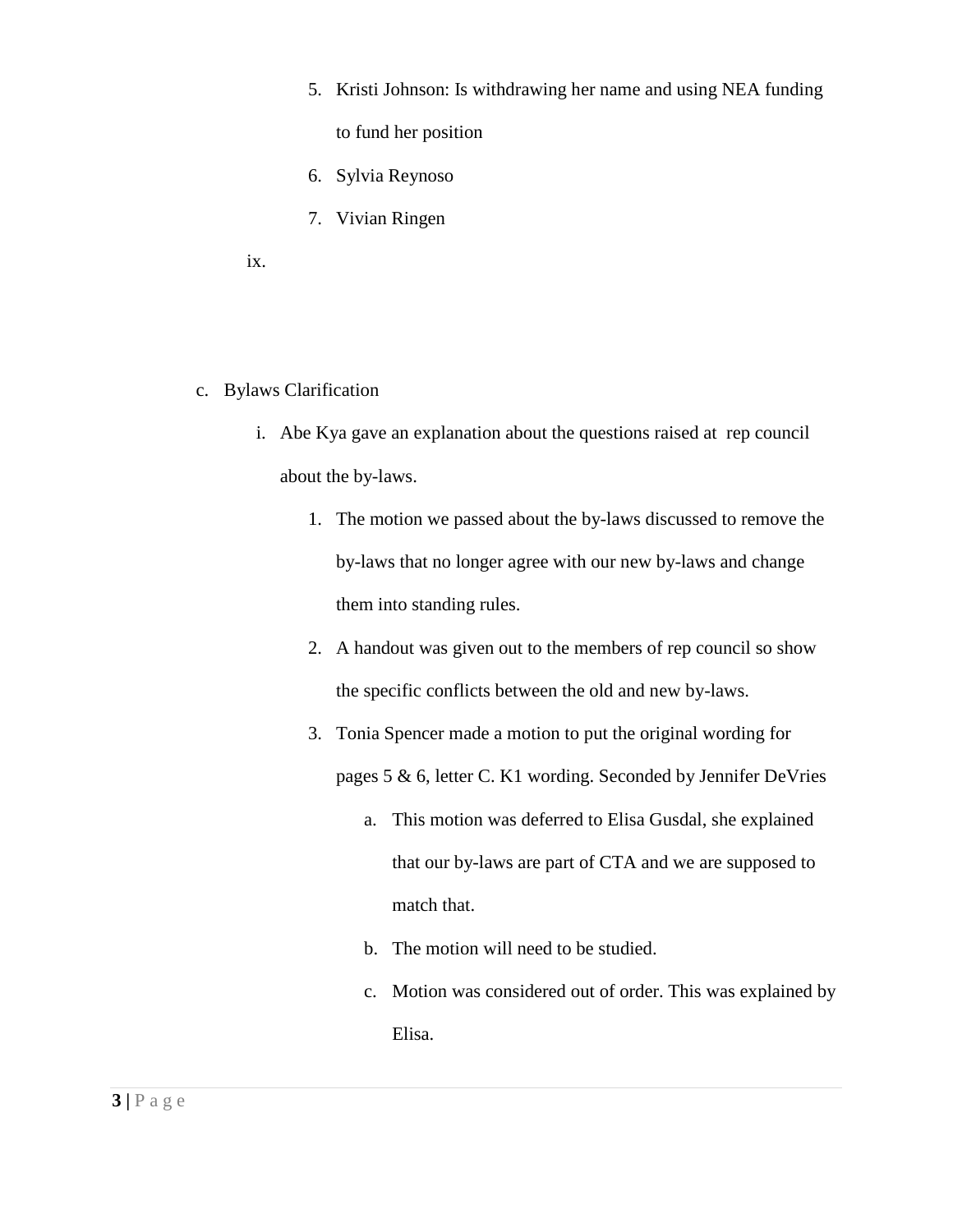5. Kristi Johnson: Is withdrawing her name and using NEA funding to fund her position
6. Sylvia Reynoso
7. Vivian Ringen

ix.

c. Bylaws Clarification

   i. Abe Kya gave an explanation about the questions raised at rep council about the by-laws.

      1. The motion we passed about the by-laws discussed to remove the by-laws that no longer agree with our new by-laws and change them into standing rules.
      2. A handout was given out to the members of rep council so show the specific conflicts between the old and new by-laws.
      3. Tonia Spencer made a motion to put the original wording for pages 5 & 6, letter C. K1 wording. Seconded by Jennifer DeVries
         a. This motion was deferred to Elisa Gusdal, she explained that our by-laws are part of CTA and we are supposed to match that.
         b. The motion will need to be studied.
         c. Motion was considered out of order. This was explained by Elisa.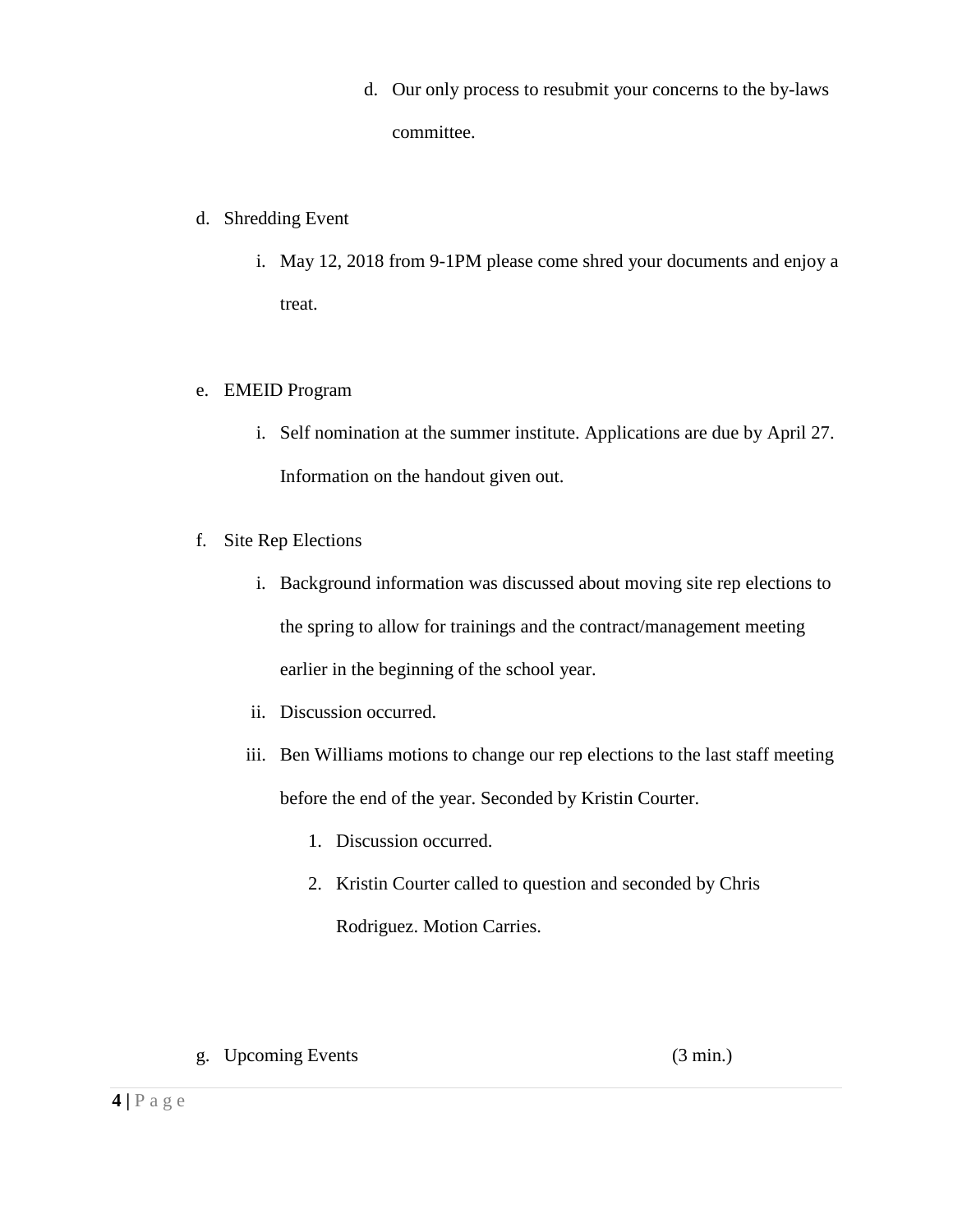d. Our only process to resubmit your concerns to the by-laws committee.

d. Shredding Event

   i. May 12, 2018 from 9-1PM please come shred your documents and enjoy a treat.

e. EMEID Program

   i. Self nomination at the summer institute. Applications are due by April 27. Information on the handout given out.

f. Site Rep Elections

   i. Background information was discussed about moving site rep elections to the spring to allow for trainings and the contract/management meeting earlier in the beginning of the school year.

   ii. Discussion occurred.

   iii. Ben Williams motions to change our rep elections to the last staff meeting before the end of the year. Seconded by Kristin Courter.

      1. Discussion occurred.

      2. Kristin Courter called to question and seconded by Chris Rodriguez. Motion Carries.

g. Upcoming Events (3 min.)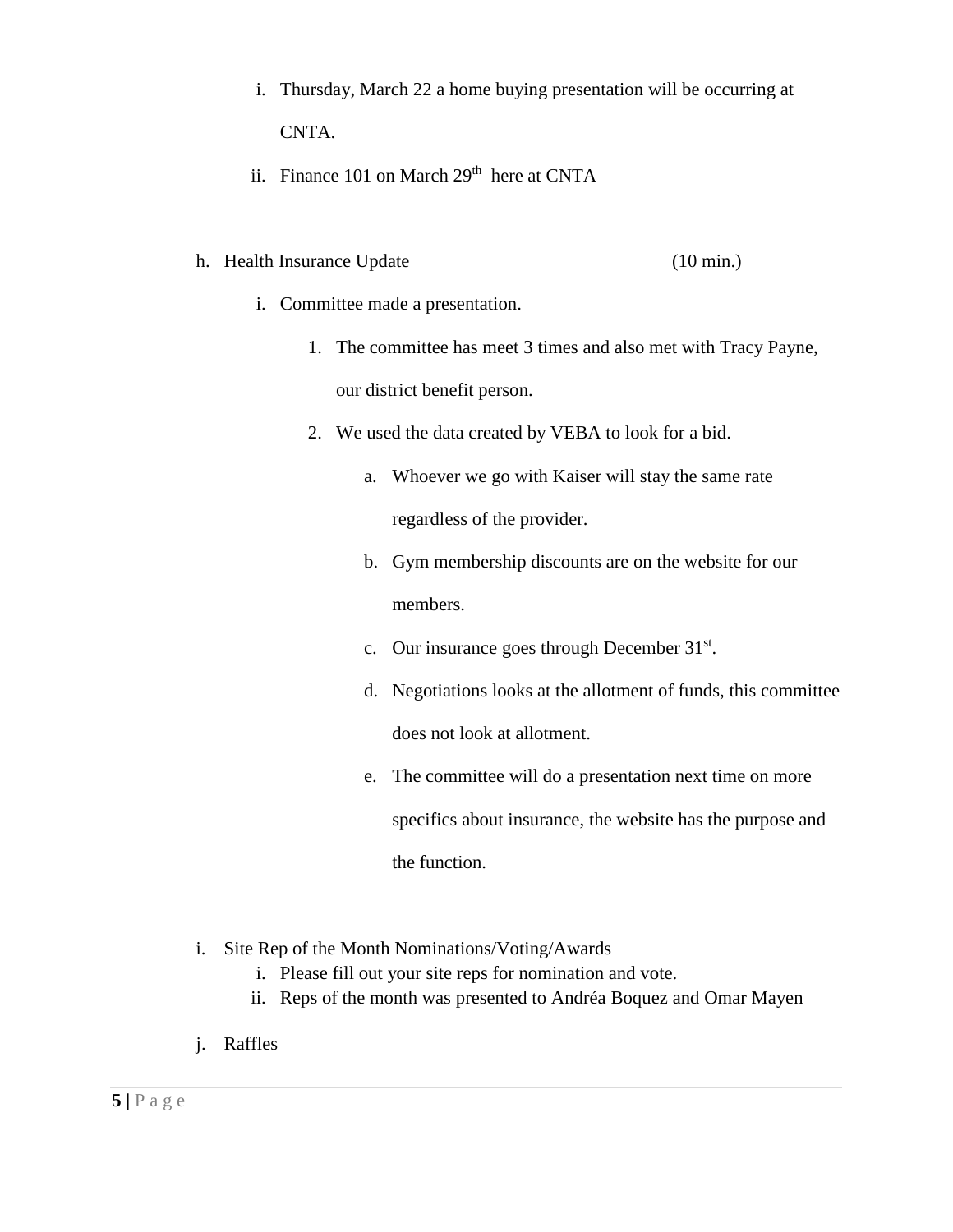i. Thursday, March 22 a home buying presentation will be occurring at CNTA.
   ii. Finance 101 on March 29th here at CNTA

h. Health Insurance Update (10 min.)
   i. Committee made a presentation.
      1. The committee has meet 3 times and also met with Tracy Payne, our district benefit person.
      2. We used the data created by VEBA to look for a bid.
         a. Whoever we go with Kaiser will stay the same rate regardless of the provider.
         b. Gym membership discounts are on the website for our members.
         c. Our insurance goes through December 31st.
         d. Negotiations looks at the allotment of funds, this committee does not look at allotment.
         e. The committee will do a presentation next time on more specifics about insurance, the website has the purpose and the function.

i. Site Rep of the Month Nominations/Voting/Awards
   i. Please fill out your site reps for nomination and vote.
   ii. Reps of the month was presented to Andréa Boquez and Omar Mayen

j. Raffles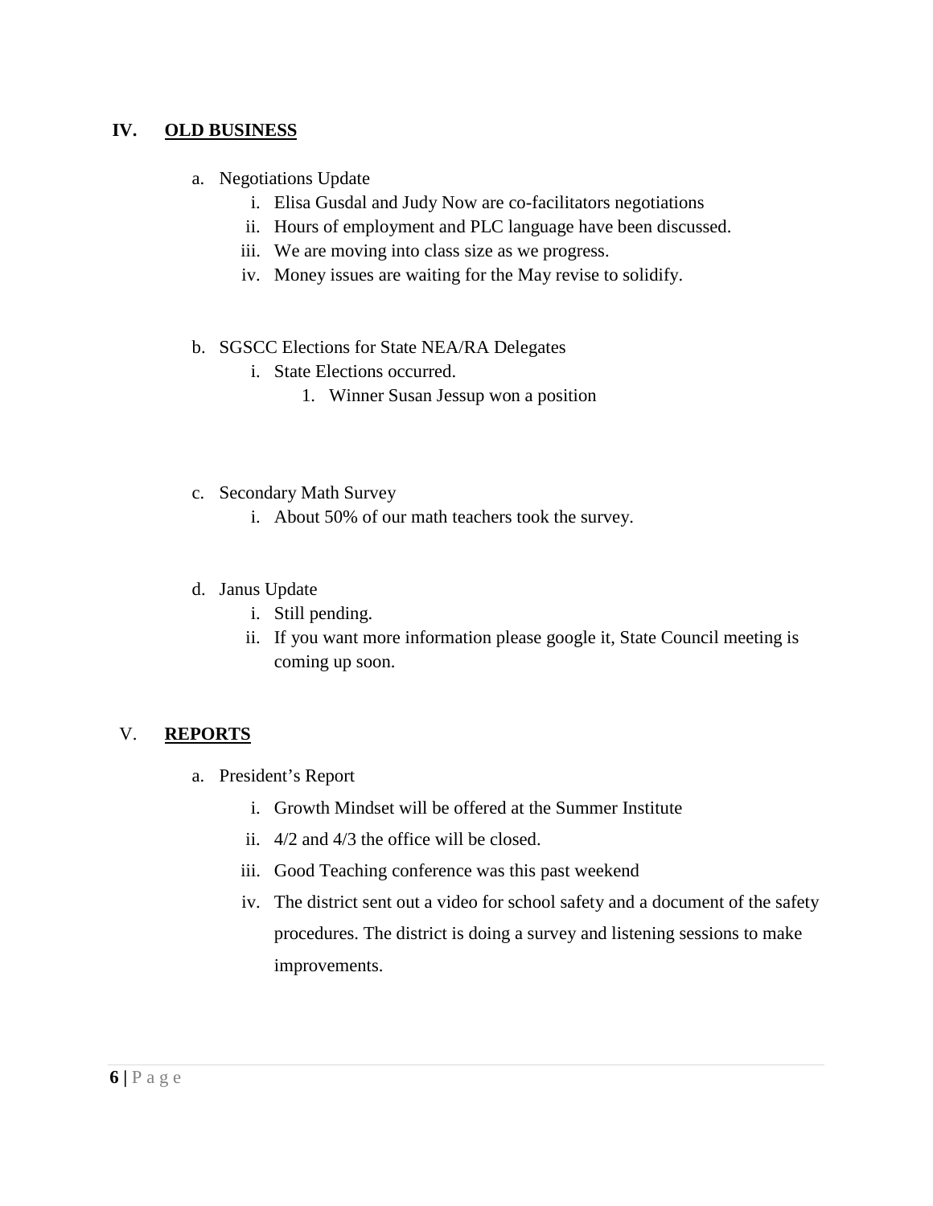## IV. OLD BUSINESS

a. Negotiations Update
   i. Elisa Gusdal and Judy Now are co-facilitators negotiations
   ii. Hours of employment and PLC language have been discussed.
   iii. We are moving into class size as we progress.
   iv. Money issues are waiting for the May revise to solidify.

b. SGSCC Elections for State NEA/RA Delegates
   i. State Elections occurred.
      1. Winner Susan Jessup won a position

c. Secondary Math Survey
   i. About 50% of our math teachers took the survey.

d. Janus Update
   i. Still pending.
   ii. If you want more information please google it, State Council meeting is coming up soon.

## V. REPORTS

a. President's Report
   i. Growth Mindset will be offered at the Summer Institute
   ii. 4/2 and 4/3 the office will be closed.
   iii. Good Teaching conference was this past weekend
   iv. The district sent out a video for school safety and a document of the safety procedures. The district is doing a survey and listening sessions to make improvements.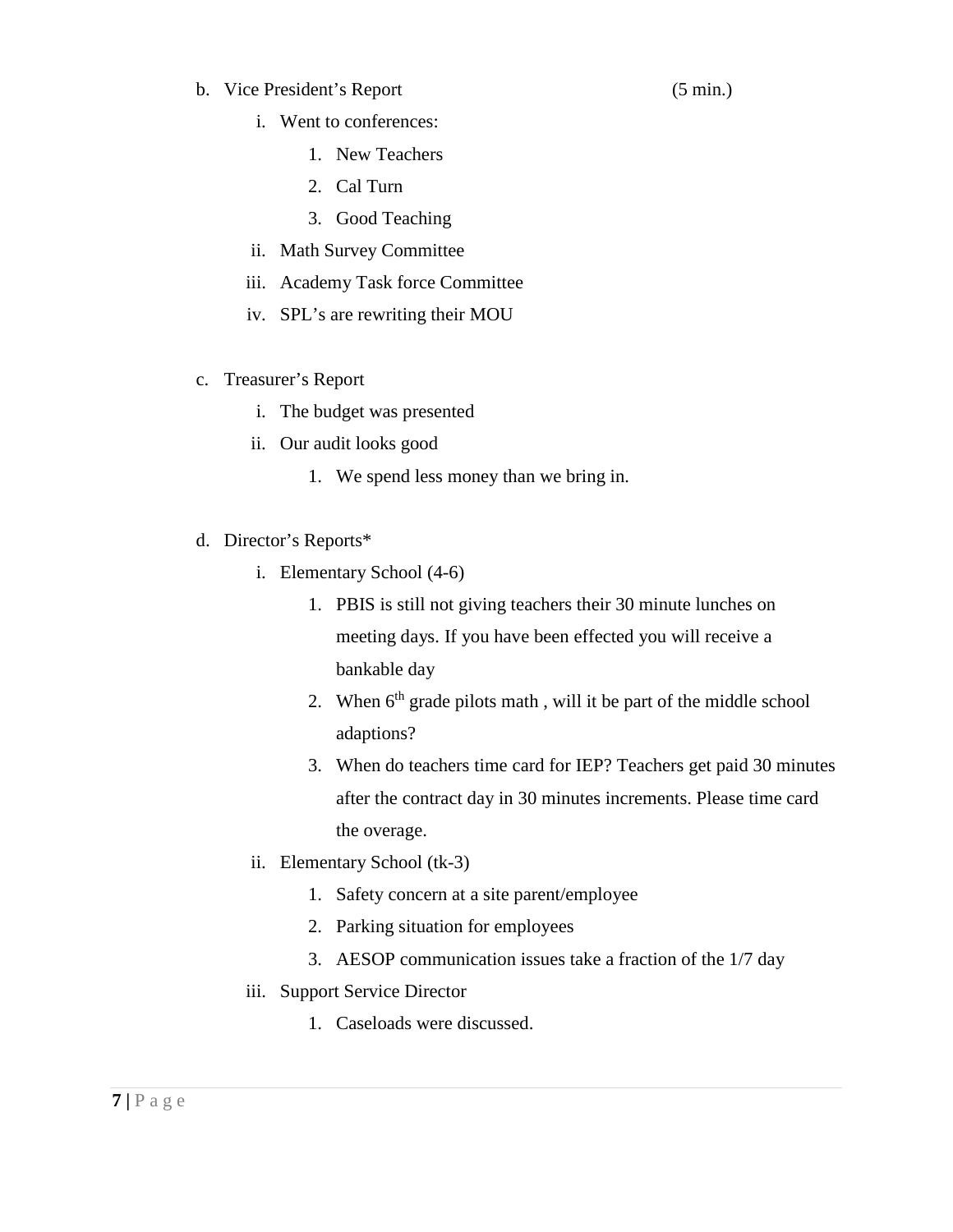b. Vice President's Report (5 min.)

   i. Went to conferences:

      1. New Teachers
      2. Cal Turn
      3. Good Teaching

   ii. Math Survey Committee

   iii. Academy Task force Committee

   iv. SPL's are rewriting their MOU

c. Treasurer's Report

   i. The budget was presented

   ii. Our audit looks good

      1. We spend less money than we bring in.

d. Director's Reports*

   i. Elementary School (4-6)

      1. PBIS is still not giving teachers their 30 minute lunches on meeting days. If you have been effected you will receive a bankable day
      2. When 6th grade pilots math , will it be part of the middle school adaptions?
      3. When do teachers time card for IEP? Teachers get paid 30 minutes after the contract day in 30 minutes increments. Please time card the overage.

   ii. Elementary School (tk-3)

      1. Safety concern at a site parent/employee
      2. Parking situation for employees
      3. AESOP communication issues take a fraction of the 1/7 day

   iii. Support Service Director

      1. Caseloads were discussed.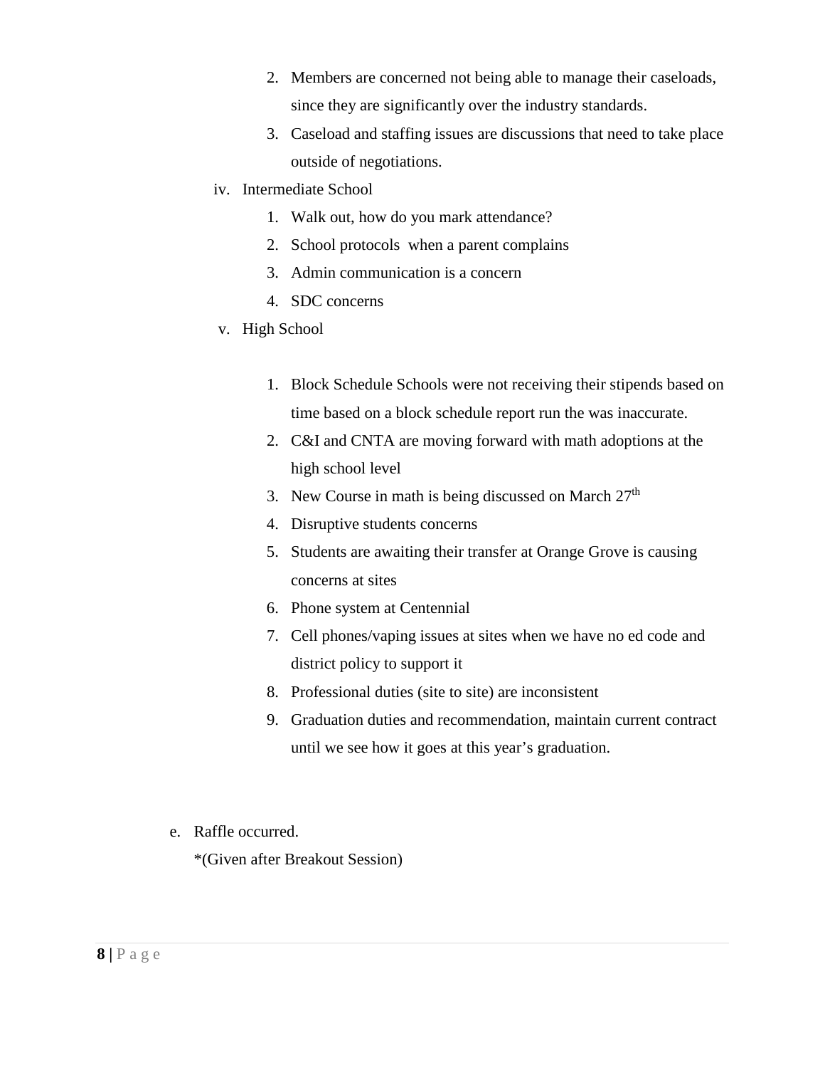2. Members are concerned not being able to manage their caseloads, since they are significantly over the industry standards.
   3. Caseload and staffing issues are discussions that need to take place outside of negotiations.

iv. Intermediate School

   1. Walk out, how do you mark attendance?
   2. School protocols  when a parent complains
   3. Admin communication is a concern
   4. SDC concerns

v. High School

   1. Block Schedule Schools were not receiving their stipends based on time based on a block schedule report run the was inaccurate.
   2. C&I and CNTA are moving forward with math adoptions at the high school level
   3. New Course in math is being discussed on March 27th
   4. Disruptive students concerns
   5. Students are awaiting their transfer at Orange Grove is causing concerns at sites
   6. Phone system at Centennial
   7. Cell phones/vaping issues at sites when we have no ed code and district policy to support it
   8. Professional duties (site to site) are inconsistent
   9. Graduation duties and recommendation, maintain current contract until we see how it goes at this year's graduation.

e. Raffle occurred.

   *(Given after Breakout Session)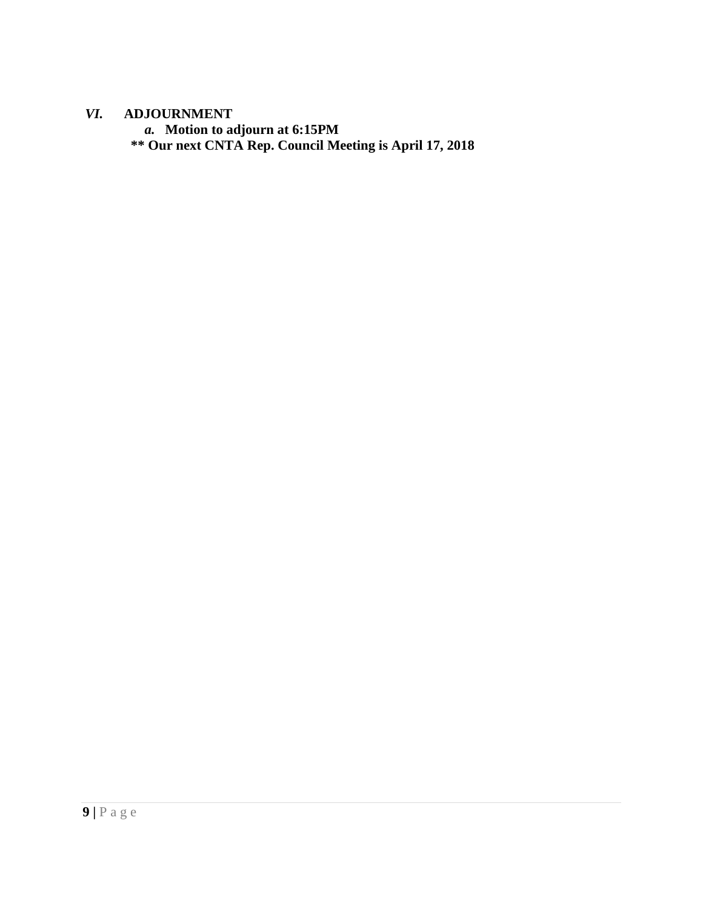## *VI.* ADJOURNMENT

- ***a.*** **Motion to adjourn at 6:15PM**

**** Our next CNTA Rep. Council Meeting is April 17, 2018**